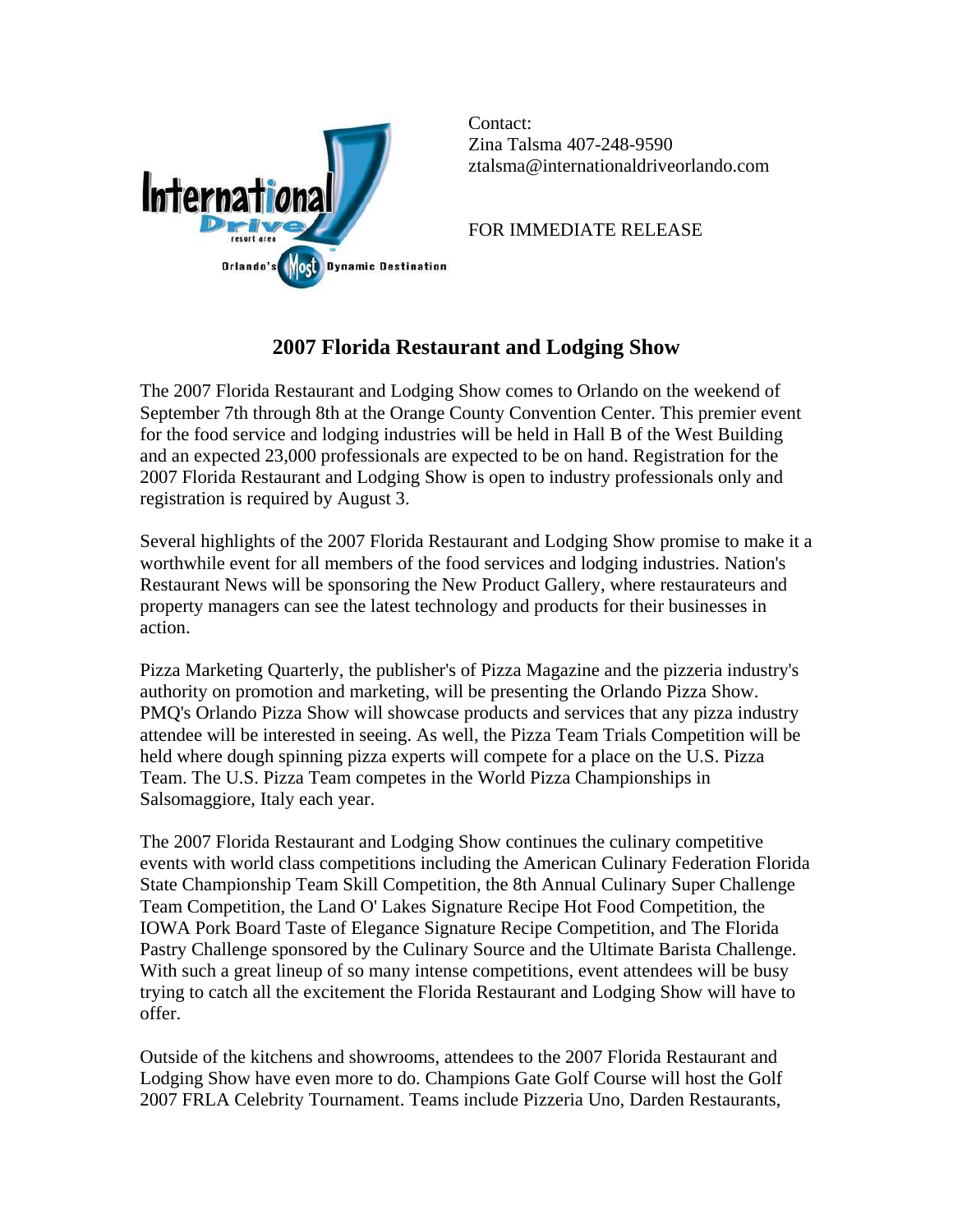Contact:
Zina Talsma 407-248-9590
ztalsma@internationaldriveorlando.com

FOR IMMEDIATE RELEASE

# 2007 Florida Restaurant and Lodging Show

The 2007 Florida Restaurant and Lodging Show comes to Orlando on the weekend of September 7th through 8th at the Orange County Convention Center. This premier event for the food service and lodging industries will be held in Hall B of the West Building and an expected 23,000 professionals are expected to be on hand. Registration for the 2007 Florida Restaurant and Lodging Show is open to industry professionals only and registration is required by August 3.

Several highlights of the 2007 Florida Restaurant and Lodging Show promise to make it a worthwhile event for all members of the food services and lodging industries. Nation's Restaurant News will be sponsoring the New Product Gallery, where restaurateurs and property managers can see the latest technology and products for their businesses in action.

Pizza Marketing Quarterly, the publisher's of Pizza Magazine and the pizzeria industry's authority on promotion and marketing, will be presenting the Orlando Pizza Show. PMQ's Orlando Pizza Show will showcase products and services that any pizza industry attendee will be interested in seeing. As well, the Pizza Team Trials Competition will be held where dough spinning pizza experts will compete for a place on the U.S. Pizza Team. The U.S. Pizza Team competes in the World Pizza Championships in Salsomaggiore, Italy each year.

The 2007 Florida Restaurant and Lodging Show continues the culinary competitive events with world class competitions including the American Culinary Federation Florida State Championship Team Skill Competition, the 8th Annual Culinary Super Challenge Team Competition, the Land O' Lakes Signature Recipe Hot Food Competition, the IOWA Pork Board Taste of Elegance Signature Recipe Competition, and The Florida Pastry Challenge sponsored by the Culinary Source and the Ultimate Barista Challenge. With such a great lineup of so many intense competitions, event attendees will be busy trying to catch all the excitement the Florida Restaurant and Lodging Show will have to offer.

Outside of the kitchens and showrooms, attendees to the 2007 Florida Restaurant and Lodging Show have even more to do. Champions Gate Golf Course will host the Golf 2007 FRLA Celebrity Tournament. Teams include Pizzeria Uno, Darden Restaurants,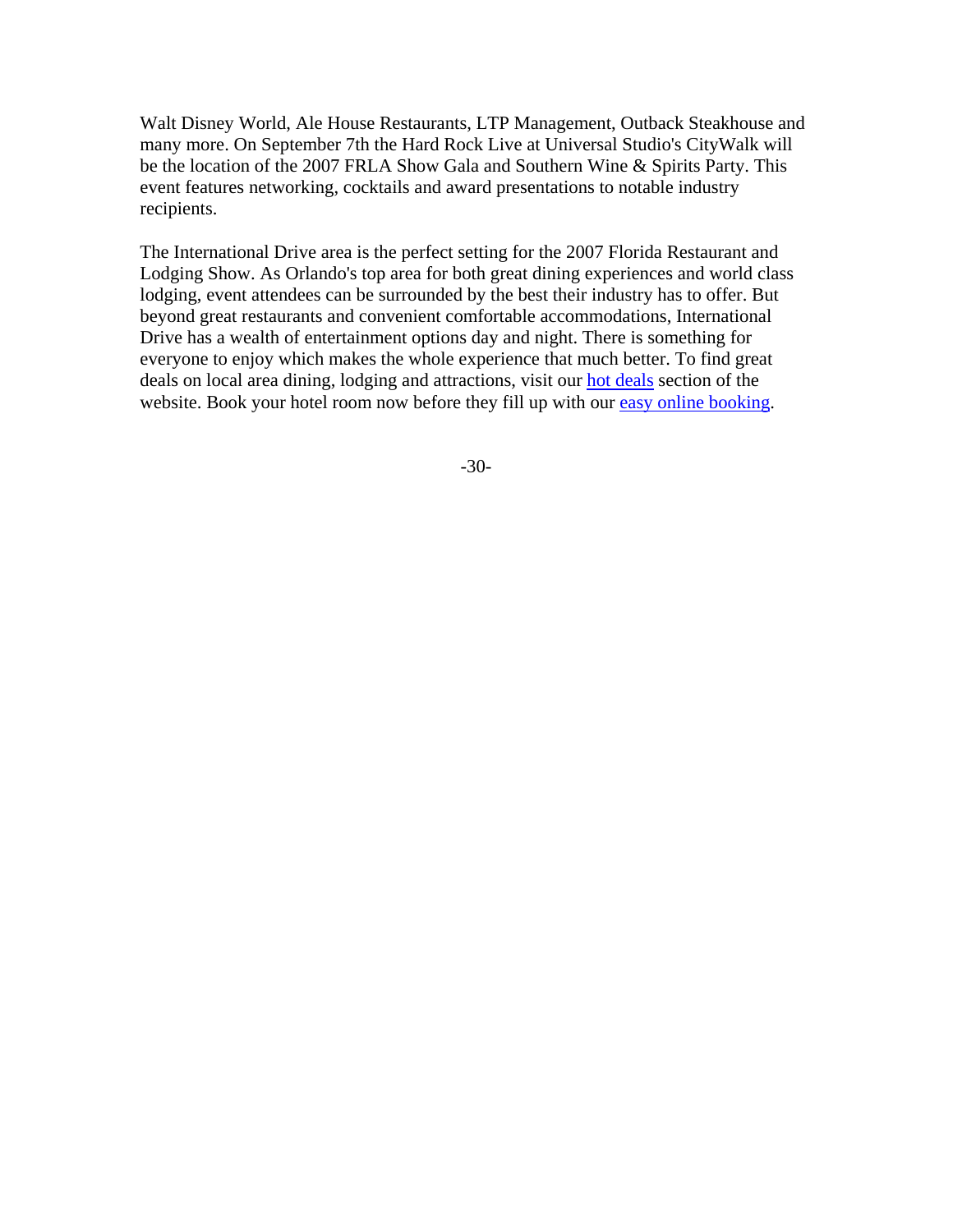Walt Disney World, Ale House Restaurants, LTP Management, Outback Steakhouse and many more. On September 7th the Hard Rock Live at Universal Studio's CityWalk will be the location of the 2007 FRLA Show Gala and Southern Wine & Spirits Party. This event features networking, cocktails and award presentations to notable industry recipients.

The International Drive area is the perfect setting for the 2007 Florida Restaurant and Lodging Show. As Orlando's top area for both great dining experiences and world class lodging, event attendees can be surrounded by the best their industry has to offer. But beyond great restaurants and convenient comfortable accommodations, International Drive has a wealth of entertainment options day and night. There is something for everyone to enjoy which makes the whole experience that much better. To find great deals on local area dining, lodging and attractions, visit our hot deals section of the website. Book your hotel room now before they fill up with our easy online booking.

-30-